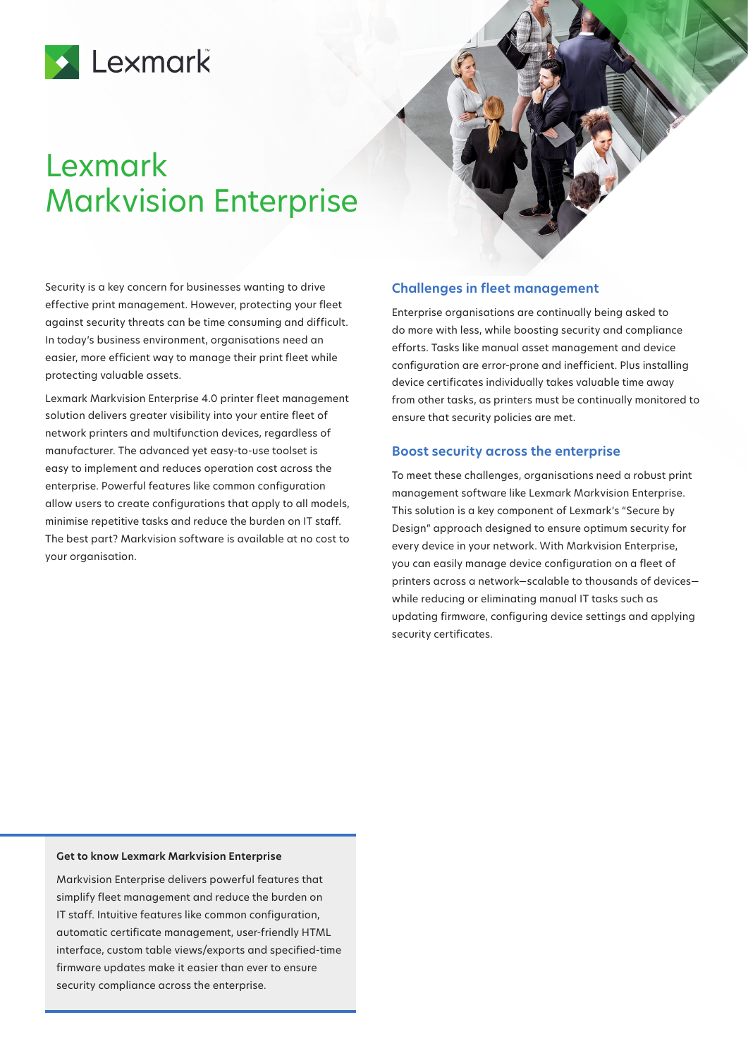# Lexmark Markvision Enterprise

Security is a key concern for businesses wanting to drive effective print management. However, protecting your fleet against security threats can be time consuming and difficult. In today's business environment, organisations need an easier, more efficient way to manage their print fleet while protecting valuable assets.

Lexmark Markvision Enterprise 4.0 printer fleet management solution delivers greater visibility into your entire fleet of network printers and multifunction devices, regardless of manufacturer. The advanced yet easy-to-use toolset is easy to implement and reduces operation cost across the enterprise. Powerful features like common configuration allow users to create configurations that apply to all models, minimise repetitive tasks and reduce the burden on IT staff. The best part? Markvision software is available at no cost to your organisation.

## Challenges in fleet management

Enterprise organisations are continually being asked to do more with less, while boosting security and compliance efforts. Tasks like manual asset management and device configuration are error-prone and inefficient. Plus installing device certificates individually takes valuable time away from other tasks, as printers must be continually monitored to ensure that security policies are met.

## Boost security across the enterprise

To meet these challenges, organisations need a robust print management software like Lexmark Markvision Enterprise. This solution is a key component of Lexmark's "Secure by Design" approach designed to ensure optimum security for every device in your network. With Markvision Enterprise, you can easily manage device configuration on a fleet of printers across a network—scalable to thousands of devices—while reducing or eliminating manual IT tasks such as updating firmware, configuring device settings and applying security certificates.

**Get to know Lexmark Markvision Enterprise**

Markvision Enterprise delivers powerful features that simplify fleet management and reduce the burden on IT staff. Intuitive features like common configuration, automatic certificate management, user-friendly HTML interface, custom table views/exports and specified-time firmware updates make it easier than ever to ensure security compliance across the enterprise.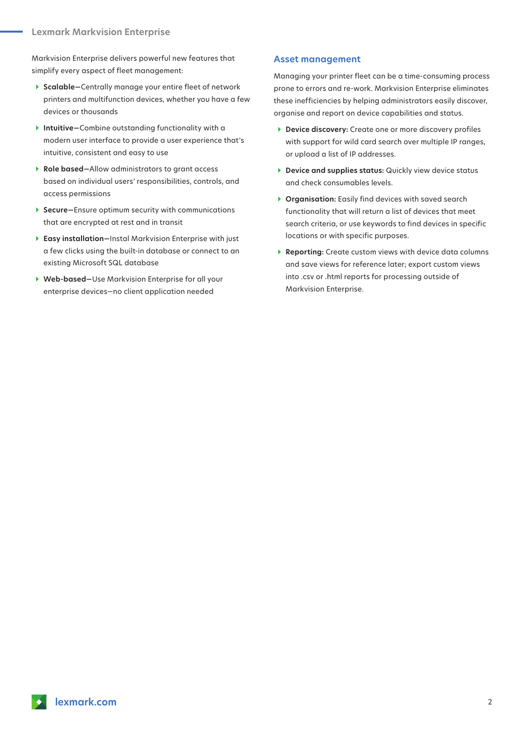Markvision Enterprise delivers powerful new features that simplify every aspect of fleet management:

- **Scalable**—Centrally manage your entire fleet of network printers and multifunction devices, whether you have a few devices or thousands
- **Intuitive**—Combine outstanding functionality with a modern user interface to provide a user experience that's intuitive, consistent and easy to use
- **Role based**—Allow administrators to grant access based on individual users' responsibilities, controls, and access permissions
- **Secure**—Ensure optimum security with communications that are encrypted at rest and in transit
- **Easy installation**—Instal Markvision Enterprise with just a few clicks using the built-in database or connect to an existing Microsoft SQL database
- **Web-based**—Use Markvision Enterprise for all your enterprise devices—no client application needed

## Asset management

Managing your printer fleet can be a time-consuming process prone to errors and re-work. Markvision Enterprise eliminates these inefficiencies by helping administrators easily discover, organise and report on device capabilities and status.

- **Device discovery:** Create one or more discovery profiles with support for wild card search over multiple IP ranges, or upload a list of IP addresses.
- **Device and supplies status:** Quickly view device status and check consumables levels.
- **Organisation:** Easily find devices with saved search functionality that will return a list of devices that meet search criteria, or use keywords to find devices in specific locations or with specific purposes.
- **Reporting:** Create custom views with device data columns and save views for reference later; export custom views into .csv or .html reports for processing outside of Markvision Enterprise.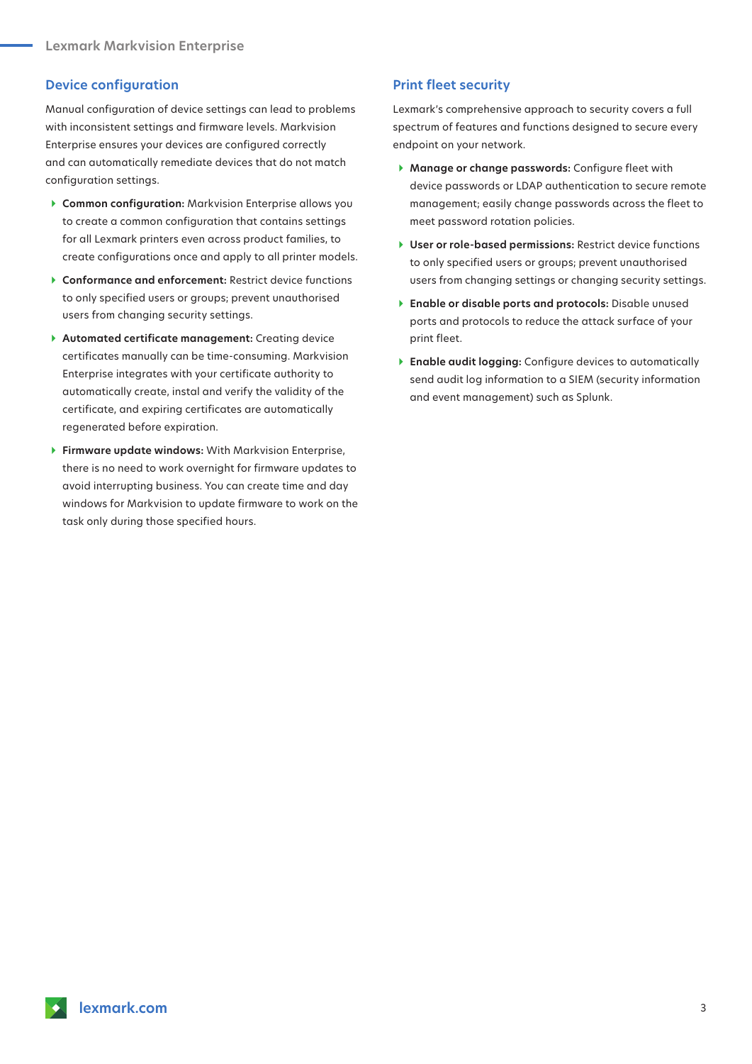## Device configuration

Manual configuration of device settings can lead to problems with inconsistent settings and firmware levels. Markvision Enterprise ensures your devices are configured correctly and can automatically remediate devices that do not match configuration settings.

- **Common configuration:** Markvision Enterprise allows you to create a common configuration that contains settings for all Lexmark printers even across product families, to create configurations once and apply to all printer models.
- **Conformance and enforcement:** Restrict device functions to only specified users or groups; prevent unauthorised users from changing security settings.
- **Automated certificate management:** Creating device certificates manually can be time-consuming. Markvision Enterprise integrates with your certificate authority to automatically create, instal and verify the validity of the certificate, and expiring certificates are automatically regenerated before expiration.
- **Firmware update windows:** With Markvision Enterprise, there is no need to work overnight for firmware updates to avoid interrupting business. You can create time and day windows for Markvision to update firmware to work on the task only during those specified hours.

## Print fleet security

Lexmark's comprehensive approach to security covers a full spectrum of features and functions designed to secure every endpoint on your network.

- **Manage or change passwords:** Configure fleet with device passwords or LDAP authentication to secure remote management; easily change passwords across the fleet to meet password rotation policies.
- **User or role-based permissions:** Restrict device functions to only specified users or groups; prevent unauthorised users from changing settings or changing security settings.
- **Enable or disable ports and protocols:** Disable unused ports and protocols to reduce the attack surface of your print fleet.
- **Enable audit logging:** Configure devices to automatically send audit log information to a SIEM (security information and event management) such as Splunk.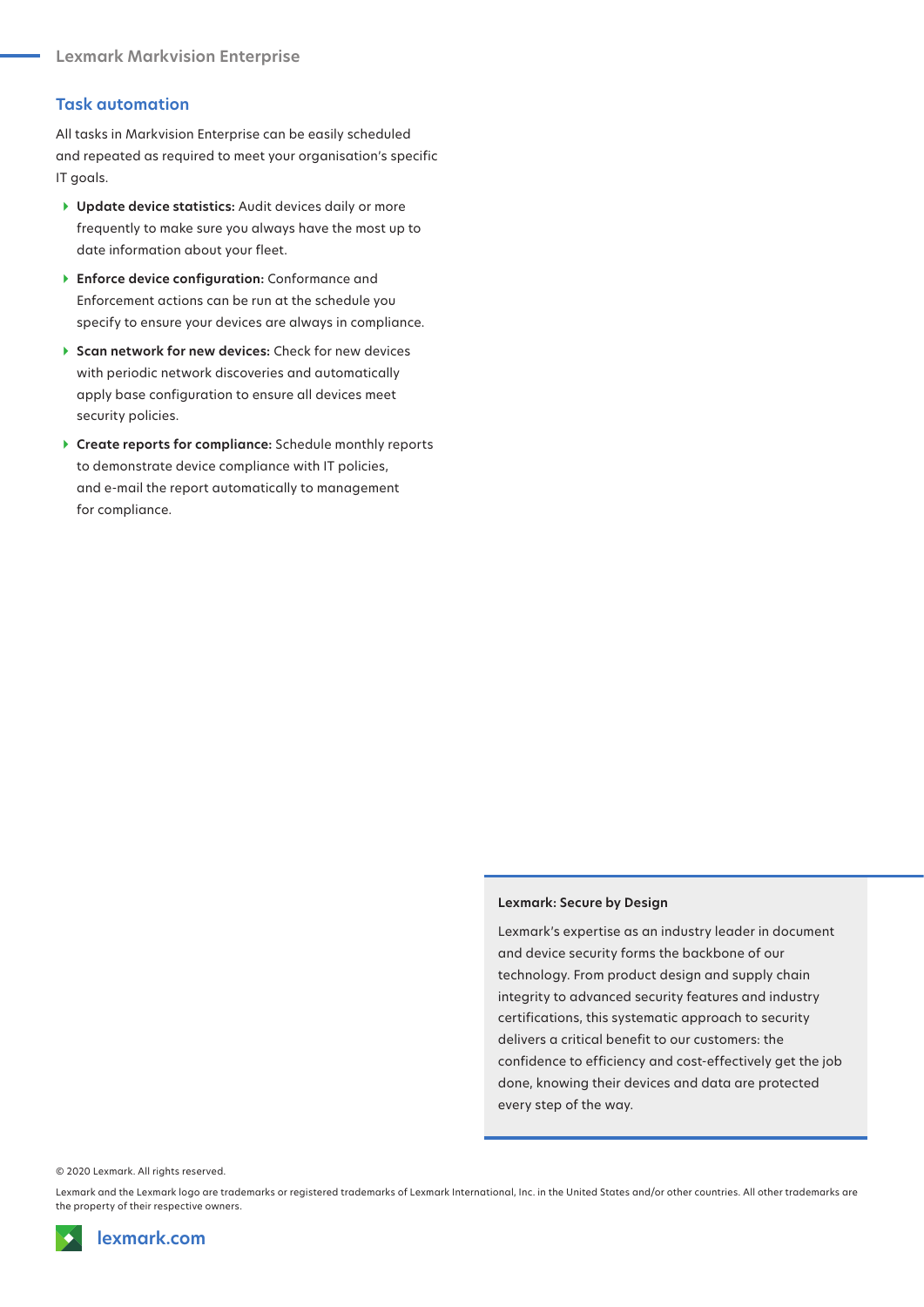## Task automation

All tasks in Markvision Enterprise can be easily scheduled and repeated as required to meet your organisation's specific IT goals.

- **Update device statistics:** Audit devices daily or more frequently to make sure you always have the most up to date information about your fleet.
- **Enforce device configuration:** Conformance and Enforcement actions can be run at the schedule you specify to ensure your devices are always in compliance.
- **Scan network for new devices:** Check for new devices with periodic network discoveries and automatically apply base configuration to ensure all devices meet security policies.
- **Create reports for compliance:** Schedule monthly reports to demonstrate device compliance with IT policies, and e-mail the report automatically to management for compliance.

**Lexmark: Secure by Design**

Lexmark's expertise as an industry leader in document and device security forms the backbone of our technology. From product design and supply chain integrity to advanced security features and industry certifications, this systematic approach to security delivers a critical benefit to our customers: the confidence to efficiency and cost-effectively get the job done, knowing their devices and data are protected every step of the way.

© 2020 Lexmark. All rights reserved.

Lexmark and the Lexmark logo are trademarks or registered trademarks of Lexmark International, Inc. in the United States and/or other countries. All other trademarks are the property of their respective owners.

lexmark.com